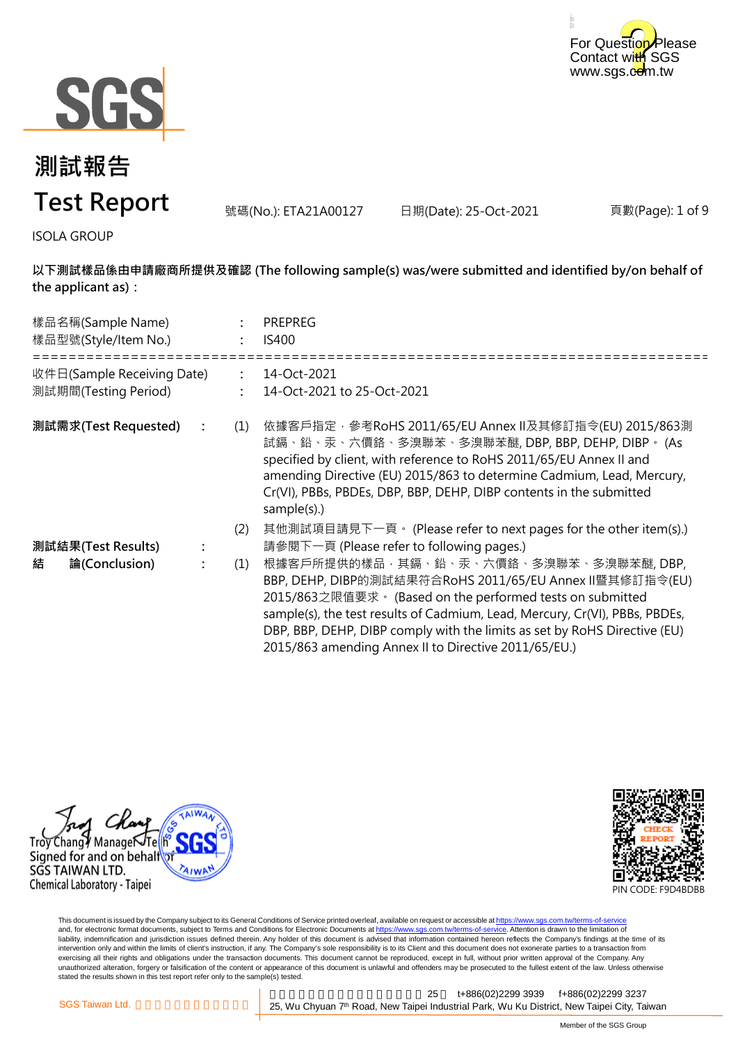For Question Please Contact with SGS
www.sgs.com.tw

# 測試報告
# Test Report

號碼(No.): ETA21A00127　　日期(Date): 25-Oct-2021　　頁數(Page): 1 of 9

ISOLA GROUP

**以下測試樣品係由申請廠商所提供及確認 (The following sample(s) was/were submitted and identified by/on behalf of the applicant as)：**

樣品名稱(Sample Name) : PREPREG
樣品型號(Style/Item No.) : IS400

================================================================================

收件日(Sample Receiving Date) : 14-Oct-2021
測試期間(Testing Period) : 14-Oct-2021 to 25-Oct-2021

**測試需求(Test Requested)** :

(1) 依據客戶指定，參考RoHS 2011/65/EU Annex II及其修訂指令(EU) 2015/863測試鎘、鉛、汞、六價鉻、多溴聯苯、多溴聯苯醚, DBP, BBP, DEHP, DIBP。 (As specified by client, with reference to RoHS 2011/65/EU Annex II and amending Directive (EU) 2015/863 to determine Cadmium, Lead, Mercury, Cr(VI), PBBs, PBDEs, DBP, BBP, DEHP, DIBP contents in the submitted sample(s).)

(2) 其他測試項目請見下一頁。 (Please refer to next pages for the other item(s).)

**測試結果(Test Results)** : 請參閱下一頁 (Please refer to following pages.)

**結　　論(Conclusion)** :

(1) 根據客戶所提供的樣品，其鎘、鉛、汞、六價鉻、多溴聯苯、多溴聯苯醚, DBP, BBP, DEHP, DIBP的測試結果符合RoHS 2011/65/EU Annex II暨其修訂指令(EU) 2015/863之限值要求。 (Based on the performed tests on submitted sample(s), the test results of Cadmium, Lead, Mercury, Cr(VI), PBBs, PBDEs, DBP, BBP, DEHP, DIBP comply with the limits as set by RoHS Directive (EU) 2015/863 amending Annex II to Directive 2011/65/EU.)

Troy Chang / Manager / Tech
Signed for and on behalf of
SGS TAIWAN LTD.
Chemical Laboratory - Taipei

PIN CODE: F9D4BDBB

This document is issued by the Company subject to its General Conditions of Service printed overleaf, available on request or accessible at https://www.sgs.com.tw/terms-of-service and, for electronic format documents, subject to Terms and Conditions for Electronic Documents at https://www.sgs.com.tw/terms-of-service. Attention is drawn to the limitation of liability, indemnification and jurisdiction issues defined therein. Any holder of this document is advised that information contained hereon reflects the Company's findings at the time of its intervention only and within the limits of client's instruction, if any. The Company's sole responsibility is to its Client and this document does not exonerate parties to a transaction from exercising all their rights and obligations under the transaction documents. This document cannot be reproduced, except in full, without prior written approval of the Company. Any unauthorized alteration, forgery or falsification of the content or appearance of this document is unlawful and offenders may be prosecuted to the fullest extent of the law. Unless otherwise stated the results shown in this test report refer only to the sample(s) tested.

SGS Taiwan Ltd. | 25, Wu Chyuan 7th Road, New Taipei Industrial Park, Wu Ku District, New Taipei City, Taiwan　t+886(02)2299 3939　f+886(02)2299 3237

Member of the SGS Group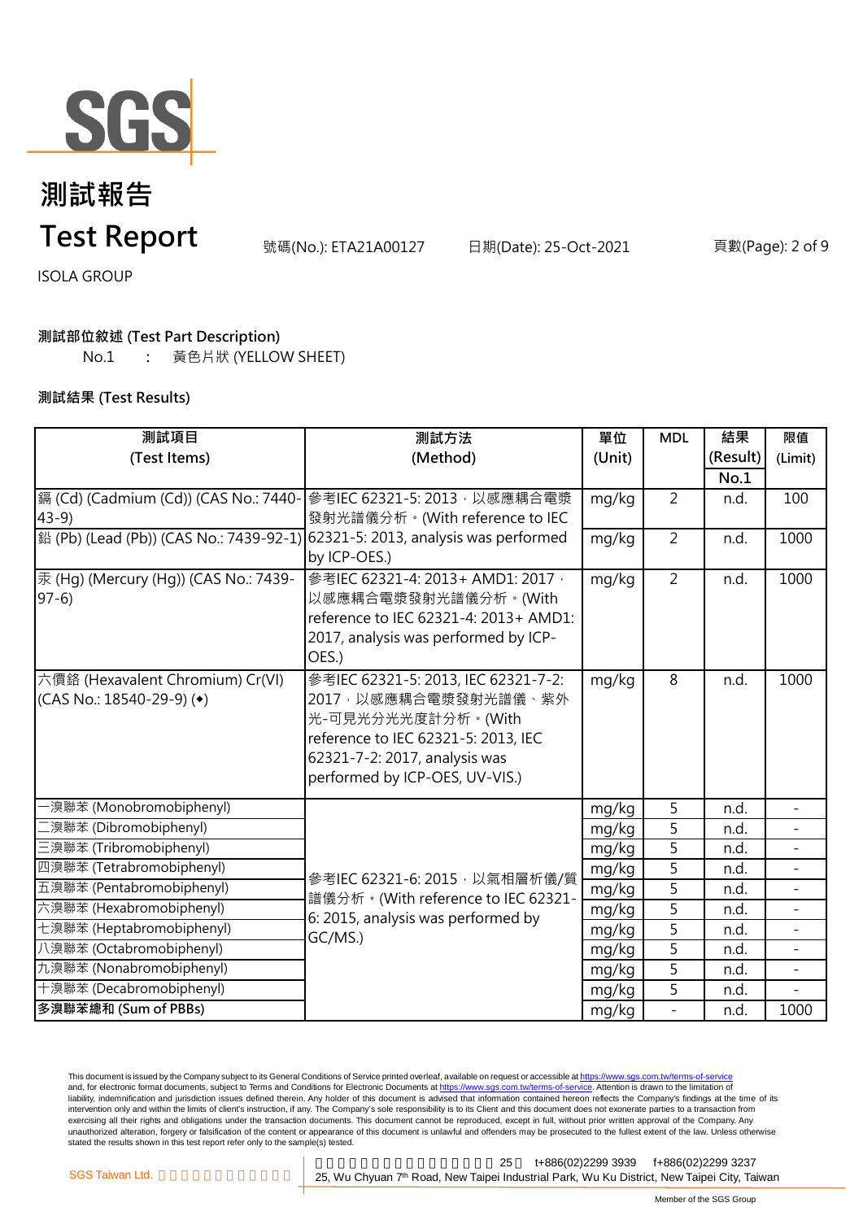# 測試報告

# Test Report

號碼(No.): ETA21A00127　　日期(Date): 25-Oct-2021

ISOLA GROUP

**測試部位敘述 (Test Part Description)**

No.1　：　黃色片狀 (YELLOW SHEET)

**測試結果 (Test Results)**

| 測試項目 (Test Items) | 測試方法 (Method) | 單位 (Unit) | MDL | 結果 (Result) No.1 | 限值 (Limit) |
|---|---|---|---|---|---|
| 鎘 (Cd) (Cadmium (Cd)) (CAS No.: 7440-43-9) | 參考IEC 62321-5: 2013，以感應耦合電漿發射光譜儀分析。(With reference to IEC 62321-5: 2013, analysis was performed by ICP-OES.) | mg/kg | 2 | n.d. | 100 |
| 鉛 (Pb) (Lead (Pb)) (CAS No.: 7439-92-1) | | mg/kg | 2 | n.d. | 1000 |
| 汞 (Hg) (Mercury (Hg)) (CAS No.: 7439-97-6) | 參考IEC 62321-4: 2013+ AMD1: 2017，以感應耦合電漿發射光譜儀分析。(With reference to IEC 62321-4: 2013+ AMD1: 2017, analysis was performed by ICP-OES.) | mg/kg | 2 | n.d. | 1000 |
| 六價鉻 (Hexavalent Chromium) Cr(VI) (CAS No.: 18540-29-9) (◆) | 參考IEC 62321-5: 2013, IEC 62321-7-2: 2017，以感應耦合電漿發射光譜儀、紫外光-可見光分光光度計分析。(With reference to IEC 62321-5: 2013, IEC 62321-7-2: 2017, analysis was performed by ICP-OES, UV-VIS.) | mg/kg | 8 | n.d. | 1000 |
| 一溴聯苯 (Monobromobiphenyl) | 參考IEC 62321-6: 2015，以氣相層析儀/質譜儀分析。(With reference to IEC 62321-6: 2015, analysis was performed by GC/MS.) | mg/kg | 5 | n.d. | - |
| 二溴聯苯 (Dibromobiphenyl) | | mg/kg | 5 | n.d. | - |
| 三溴聯苯 (Tribromobiphenyl) | | mg/kg | 5 | n.d. | - |
| 四溴聯苯 (Tetrabromobiphenyl) | | mg/kg | 5 | n.d. | - |
| 五溴聯苯 (Pentabromobiphenyl) | | mg/kg | 5 | n.d. | - |
| 六溴聯苯 (Hexabromobiphenyl) | | mg/kg | 5 | n.d. | - |
| 七溴聯苯 (Heptabromobiphenyl) | | mg/kg | 5 | n.d. | - |
| 八溴聯苯 (Octabromobiphenyl) | | mg/kg | 5 | n.d. | - |
| 九溴聯苯 (Nonabromobiphenyl) | | mg/kg | 5 | n.d. | - |
| 十溴聯苯 (Decabromobiphenyl) | | mg/kg | 5 | n.d. | - |
| **多溴聯苯總和 (Sum of PBBs)** | | mg/kg | - | n.d. | 1000 |

This document is issued by the Company subject to its General Conditions of Service printed overleaf, available on request or accessible at https://www.sgs.com.tw/terms-of-service and, for electronic format documents, subject to Terms and Conditions for Electronic Documents at https://www.sgs.com.tw/terms-of-service. Attention is drawn to the limitation of liability, indemnification and jurisdiction issues defined therein. Any holder of this document is advised that information contained hereon reflects the Company's findings at the time of its intervention only and within the limits of client's instruction, if any. The Company's sole responsibility is to its Client and this document does not exonerate parties to a transaction from exercising all their rights and obligations under the transaction documents. This document cannot be reproduced, except in full, without prior written approval of the Company. Any unauthorized alteration, forgery or falsification of the content or appearance of this document is unlawful and offenders may be prosecuted to the fullest extent of the law. Unless otherwise stated the results shown in this test report refer only to the sample(s) tested.

SGS Taiwan Ltd. 25, Wu Chyuan 7th Road, New Taipei Industrial Park, Wu Ku District, New Taipei City, Taiwan　t+886(02)2299 3939　f+886(02)2299 3237

Member of the SGS Group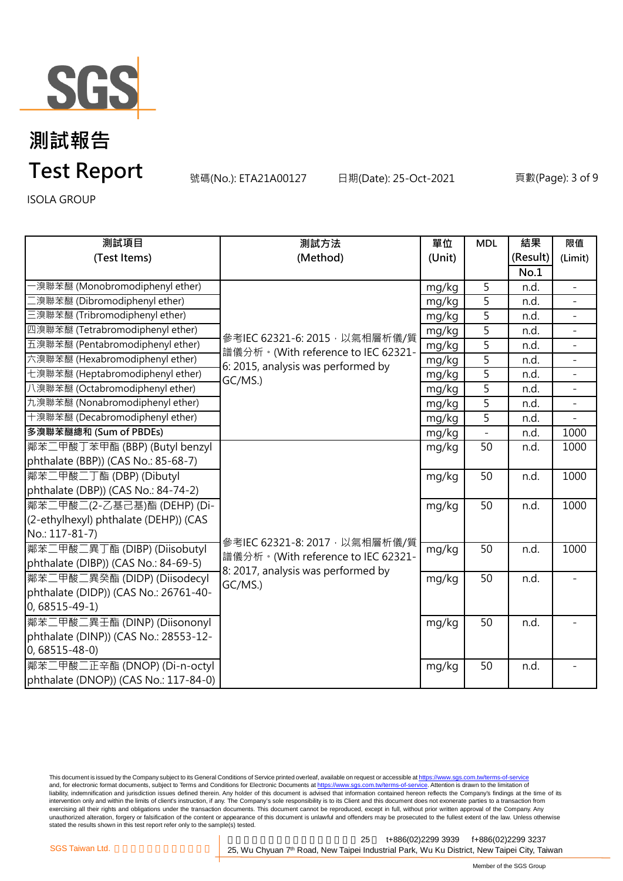# 測試報告

# Test Report

號碼(No.): ETA21A00127 日期(Date): 25-Oct-2021

ISOLA GROUP

| 測試項目 (Test Items) | 測試方法 (Method) | 單位 (Unit) | MDL | 結果 (Result) No.1 | 限值 (Limit) |
|---|---|---|---|---|---|
| 一溴聯苯醚 (Monobromodiphenyl ether) | 參考IEC 62321-6: 2015，以氣相層析儀/質譜儀分析。(With reference to IEC 62321-6: 2015, analysis was performed by GC/MS.) | mg/kg | 5 | n.d. | - |
| 二溴聯苯醚 (Dibromodiphenyl ether) | | mg/kg | 5 | n.d. | - |
| 三溴聯苯醚 (Tribromodiphenyl ether) | | mg/kg | 5 | n.d. | - |
| 四溴聯苯醚 (Tetrabromodiphenyl ether) | | mg/kg | 5 | n.d. | - |
| 五溴聯苯醚 (Pentabromodiphenyl ether) | | mg/kg | 5 | n.d. | - |
| 六溴聯苯醚 (Hexabromodiphenyl ether) | | mg/kg | 5 | n.d. | - |
| 七溴聯苯醚 (Heptabromodiphenyl ether) | | mg/kg | 5 | n.d. | - |
| 八溴聯苯醚 (Octabromodiphenyl ether) | | mg/kg | 5 | n.d. | - |
| 九溴聯苯醚 (Nonabromodiphenyl ether) | | mg/kg | 5 | n.d. | - |
| 十溴聯苯醚 (Decabromodiphenyl ether) | | mg/kg | 5 | n.d. | - |
| **多溴聯苯醚總和 (Sum of PBDEs)** | | mg/kg | - | n.d. | 1000 |
| 鄰苯二甲酸丁苯甲酯 (BBP) (Butyl benzyl phthalate (BBP)) (CAS No.: 85-68-7) | 參考IEC 62321-8: 2017，以氣相層析儀/質譜儀分析。(With reference to IEC 62321-8: 2017, analysis was performed by GC/MS.) | mg/kg | 50 | n.d. | 1000 |
| 鄰苯二甲酸二丁酯 (DBP) (Dibutyl phthalate (DBP)) (CAS No.: 84-74-2) | | mg/kg | 50 | n.d. | 1000 |
| 鄰苯二甲酸二(2-乙基己基)酯 (DEHP) (Di-(2-ethylhexyl) phthalate (DEHP)) (CAS No.: 117-81-7) | | mg/kg | 50 | n.d. | 1000 |
| 鄰苯二甲酸二異丁酯 (DIBP) (Diisobutyl phthalate (DIBP)) (CAS No.: 84-69-5) | | mg/kg | 50 | n.d. | 1000 |
| 鄰苯二甲酸二異癸酯 (DIDP) (Diisodecyl phthalate (DIDP)) (CAS No.: 26761-40-0, 68515-49-1) | | mg/kg | 50 | n.d. | - |
| 鄰苯二甲酸二異壬酯 (DINP) (Diisononyl phthalate (DINP)) (CAS No.: 28553-12-0, 68515-48-0) | | mg/kg | 50 | n.d. | - |
| 鄰苯二甲酸二正辛酯 (DNOP) (Di-n-octyl phthalate (DNOP)) (CAS No.: 117-84-0) | | mg/kg | 50 | n.d. | - |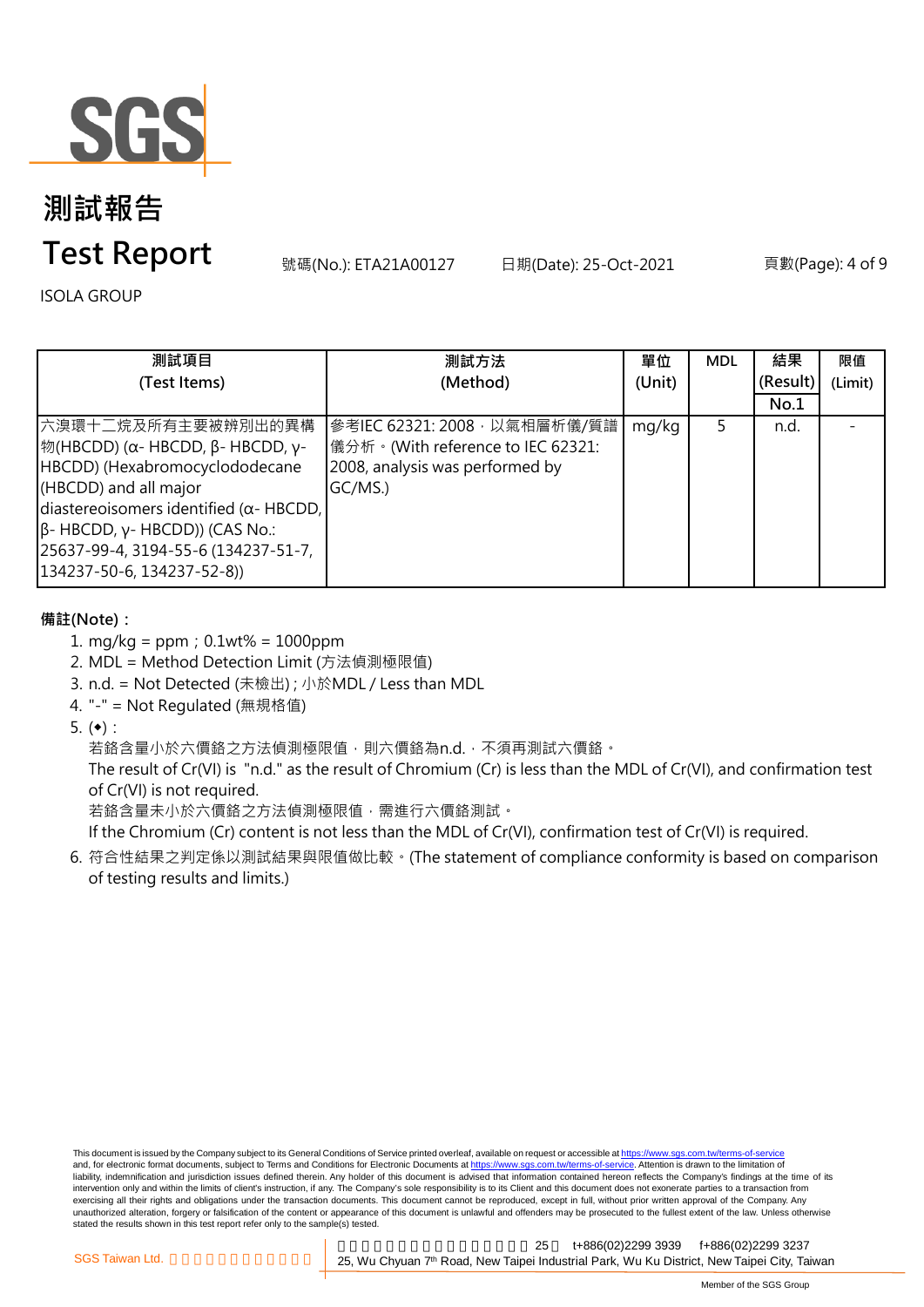ISOLA GROUP

| 測試項目 (Test Items) | 測試方法 (Method) | 單位 (Unit) | MDL | 結果 (Result) No.1 | 限值 (Limit) |
|---|---|---|---|---|---|
| 六溴環十二烷及所有主要被辨別出的異構物(HBCDD) (α- HBCDD, β- HBCDD, γ- HBCDD) (Hexabromocyclododecane (HBCDD) and all major diastereoisomers identified (α- HBCDD, β- HBCDD, γ- HBCDD)) (CAS No.: 25637-99-4, 3194-55-6 (134237-51-7, 134237-50-6, 134237-52-8)) | 參考IEC 62321: 2008，以氣相層析儀/質譜儀分析。(With reference to IEC 62321: 2008, analysis was performed by GC/MS.) | mg/kg | 5 | n.d. | - |

**備註(Note)：**

1. mg/kg = ppm；0.1wt% = 1000ppm
2. MDL = Method Detection Limit (方法偵測極限值)
3. n.d. = Not Detected (未檢出) ; 小於MDL / Less than MDL
4. "-" = Not Regulated (無規格值)
5. (◆) :
   若鉻含量小於六價鉻之方法偵測極限值，則六價鉻為n.d.，不須再測試六價鉻。
   The result of Cr(VI) is "n.d." as the result of Chromium (Cr) is less than the MDL of Cr(VI), and confirmation test of Cr(VI) is not required.
   若鉻含量未小於六價鉻之方法偵測極限值，需進行六價鉻測試。
   If the Chromium (Cr) content is not less than the MDL of Cr(VI), confirmation test of Cr(VI) is required.
6. 符合性結果之判定係以測試結果與限值做比較。(The statement of compliance conformity is based on comparison of testing results and limits.)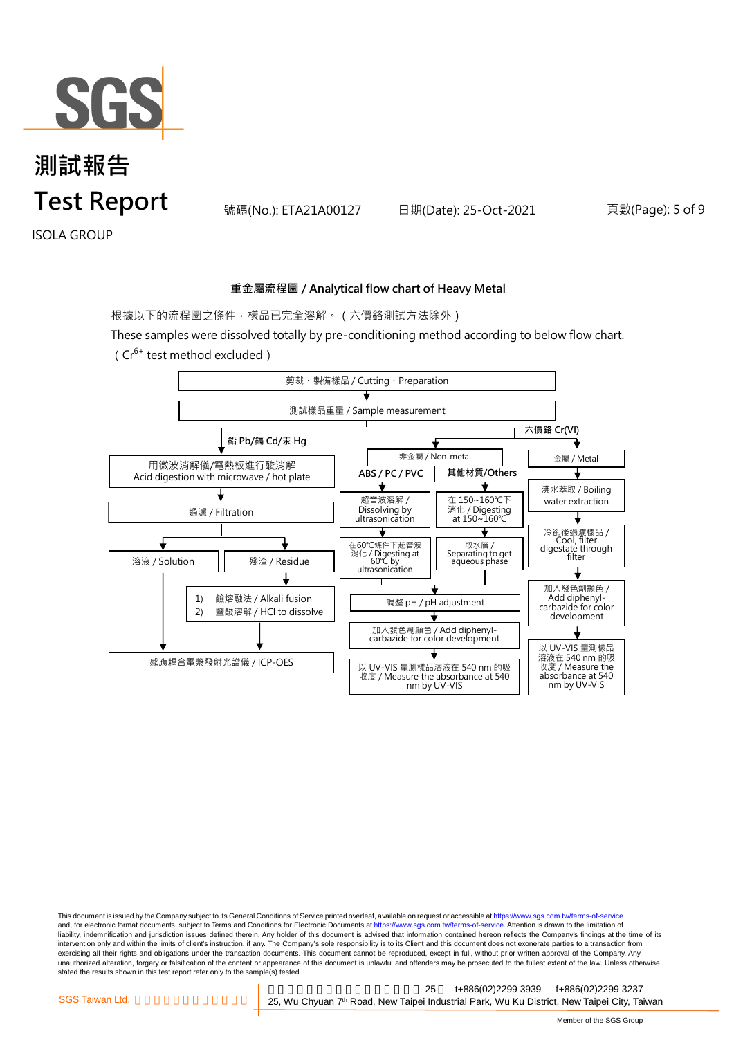ISOLA GROUP

號碼(No.): ETA21A00127　　日期(Date): 25-Oct-2021

## 重金屬流程圖 / Analytical flow chart of Heavy Metal

根據以下的流程圖之條件，樣品已完全溶解。（六價鉻測試方法除外）

These samples were dissolved totally by pre-conditioning method according to below flow chart.

（ $Cr^{6+}$ test method excluded ）

剪裁、製備樣品 / Cutting、Preparation

↓

測試樣品重量 / Sample measurement

**鉛 Pb/鎘 Cd/汞 Hg**

- 用微波消解儀/電熱板進行酸消解 / Acid digestion with microwave / hot plate
- ↓ 過濾 / Filtration
- ↓ 溶液 / Solution → 感應耦合電漿發射光譜儀 / ICP-OES
- ↓ 殘渣 / Residue
  - 1) 鹼熔融法 / Alkali fusion
  - 2) 鹽酸溶解 / HCl to dissolve
  - ↓ 感應耦合電漿發射光譜儀 / ICP-OES

**六價鉻 Cr(VI)**

非金屬 / Non-metal

- ABS / PC / PVC
  - 超音波溶解 / Dissolving by ultrasonication
  - ↓ 在60℃條件下超音波消化 / Digesting at 60℃ by ultrasonication
- 其他材質/Others
  - 在 150~160℃下消化 / Digesting at 150~160℃
  - ↓ 取水層 / Separating to get aqueous phase
- ↓ 調整 pH / pH adjustment
- ↓ 加入發色劑顯色 / Add diphenyl-carbazide for color development
- ↓ 以 UV-VIS 量測樣品溶液在 540 nm 的吸收度 / Measure the absorbance at 540 nm by UV-VIS

金屬 / Metal

- 沸水萃取 / Boiling water extraction
- ↓ 冷卻後過濾樣品 / Cool, filter digestate through filter
- ↓ 加入發色劑顯色 / Add diphenyl-carbazide for color development
- ↓ 以 UV-VIS 量測樣品溶液在 540 nm 的吸收度 / Measure the absorbance at 540 nm by UV-VIS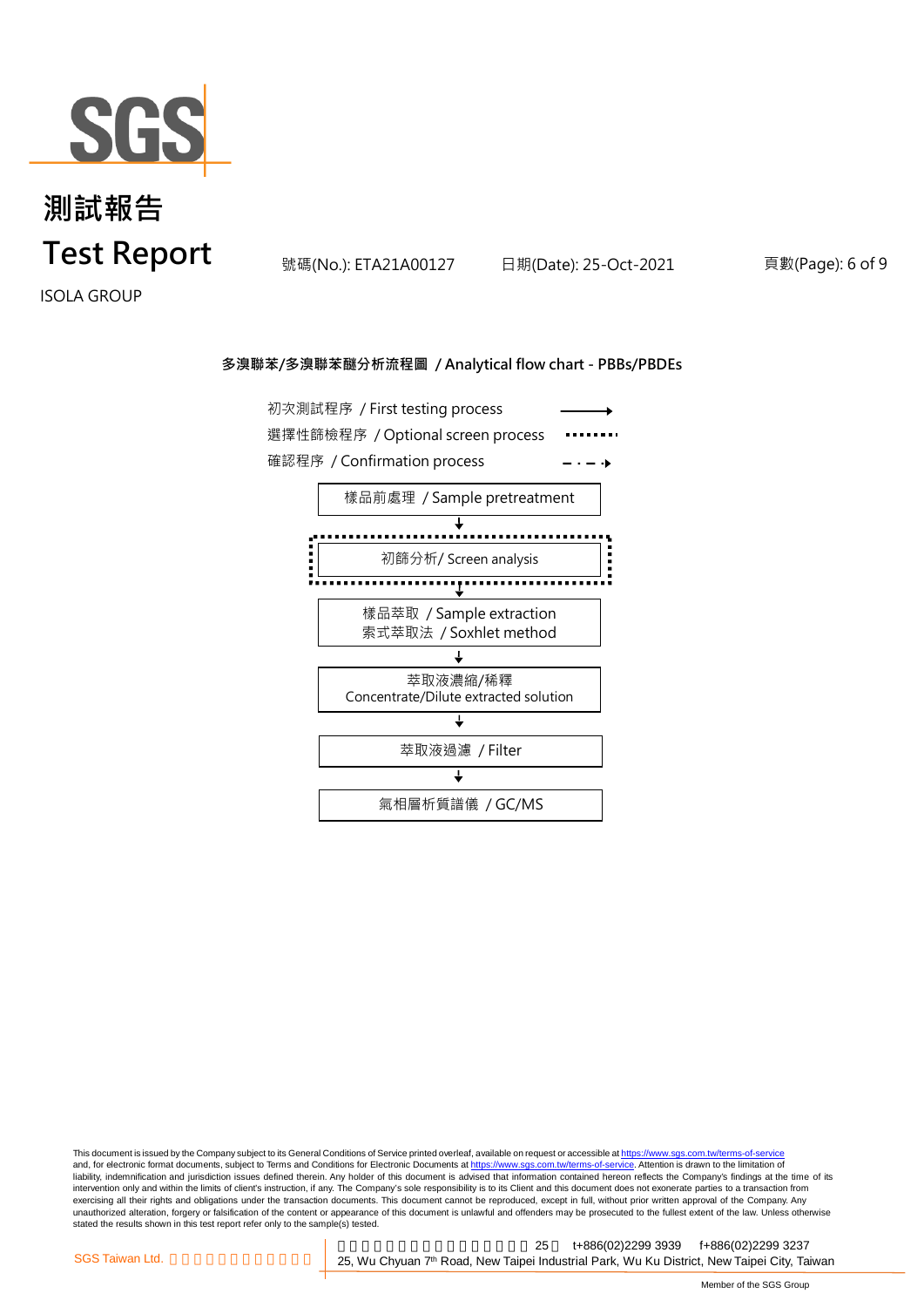# 測試報告
# Test Report

號碼(No.): ETA21A00127　　日期(Date): 25-Oct-2021

ISOLA GROUP

**多溴聯苯/多溴聯苯醚分析流程圖 / Analytical flow chart - PBBs/PBDEs**

初次測試程序 / First testing process →
選擇性篩檢程序 / Optional screen process ········
確認程序 / Confirmation process – · – ·▸

樣品前處理 / Sample pretreatment
↓
初篩分析/ Screen analysis
↓
樣品萃取 / Sample extraction
索式萃取法 / Soxhlet method
↓
萃取液濃縮/稀釋
Concentrate/Dilute extracted solution
↓
萃取液過濾 / Filter
↓
氣相層析質譜儀 / GC/MS

This document is issued by the Company subject to its General Conditions of Service printed overleaf, available on request or accessible at https://www.sgs.com.tw/terms-of-service and, for electronic format documents, subject to Terms and Conditions for Electronic Documents at https://www.sgs.com.tw/terms-of-service. Attention is drawn to the limitation of liability, indemnification and jurisdiction issues defined therein. Any holder of this document is advised that information contained hereon reflects the Company's findings at the time of its intervention only and within the limits of client's instruction, if any. The Company's sole responsibility is to its Client and this document does not exonerate parties to a transaction from exercising all their rights and obligations under the transaction documents. This document cannot be reproduced, except in full, without prior written approval of the Company. Any unauthorized alteration, forgery or falsification of the content or appearance of this document is unlawful and offenders may be prosecuted to the fullest extent of the law. Unless otherwise stated the results shown in this test report refer only to the sample(s) tested.

SGS Taiwan Ltd. | 25, Wu Chyuan 7th Road, New Taipei Industrial Park, Wu Ku District, New Taipei City, Taiwan | t+886(02)2299 3939 | f+886(02)2299 3237

Member of the SGS Group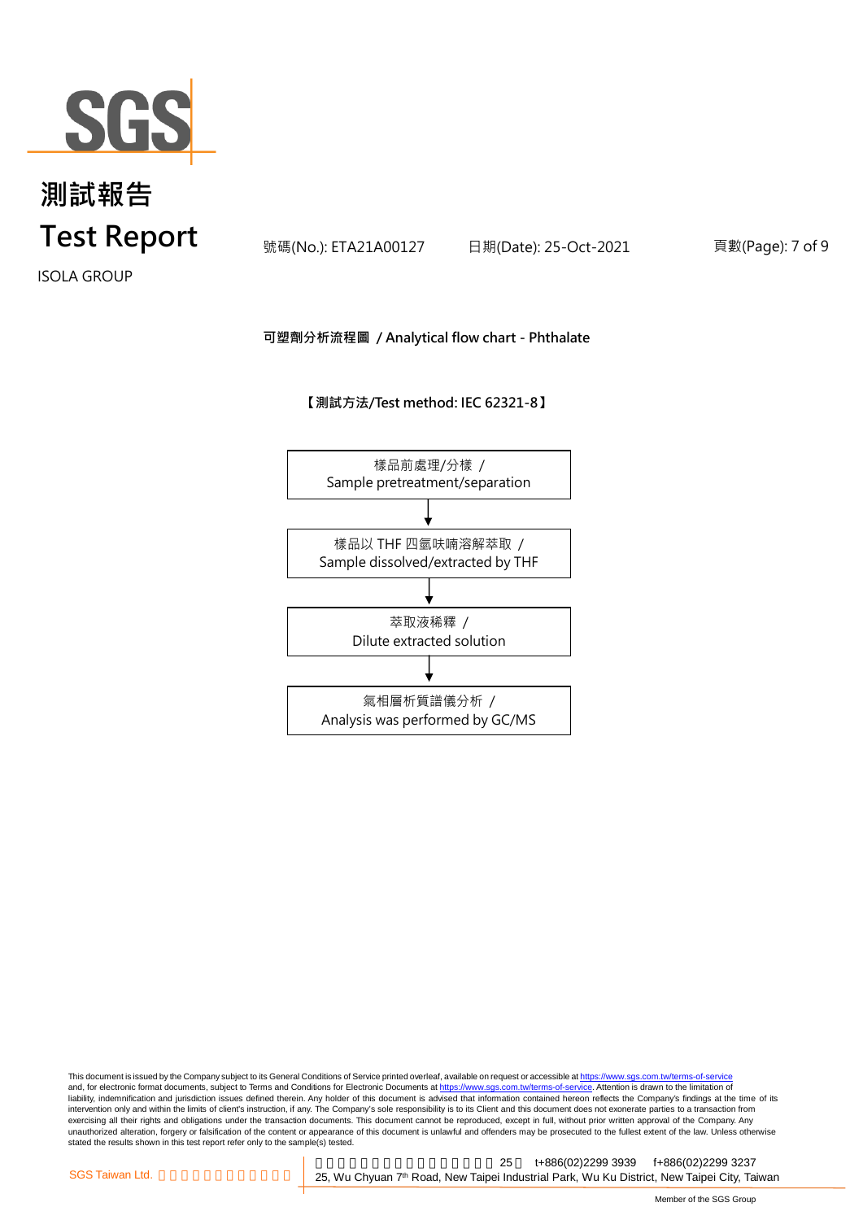# 測試報告
# Test Report

ISOLA GROUP

號碼(No.): ETA21A00127　　日期(Date): 25-Oct-2021

**可塑劑分析流程圖 / Analytical flow chart - Phthalate**

**【測試方法/Test method: IEC 62321-8】**

樣品前處理/分樣 /
Sample pretreatment/separation

↓

樣品以 THF 四氫呋喃溶解萃取 /
Sample dissolved/extracted by THF

↓

萃取液稀釋 /
Dilute extracted solution

↓

氣相層析質譜儀分析 /
Analysis was performed by GC/MS

This document is issued by the Company subject to its General Conditions of Service printed overleaf, available on request or accessible at https://www.sgs.com.tw/terms-of-service and, for electronic format documents, subject to Terms and Conditions for Electronic Documents at https://www.sgs.com.tw/terms-of-service. Attention is drawn to the limitation of liability, indemnification and jurisdiction issues defined therein. Any holder of this document is advised that information contained hereon reflects the Company's findings at the time of its intervention only and within the limits of client's instruction, if any. The Company's sole responsibility is to its Client and this document does not exonerate parties to a transaction from exercising all their rights and obligations under the transaction documents. This document cannot be reproduced, except in full, without prior written approval of the Company. Any unauthorized alteration, forgery or falsification of the content or appearance of this document is unlawful and offenders may be prosecuted to the fullest extent of the law. Unless otherwise stated the results shown in this test report refer only to the sample(s) tested.

SGS Taiwan Ltd. | 25, Wu Chyuan 7th Road, New Taipei Industrial Park, Wu Ku District, New Taipei City, Taiwan | t+886(02)2299 3939 | f+886(02)2299 3237

Member of the SGS Group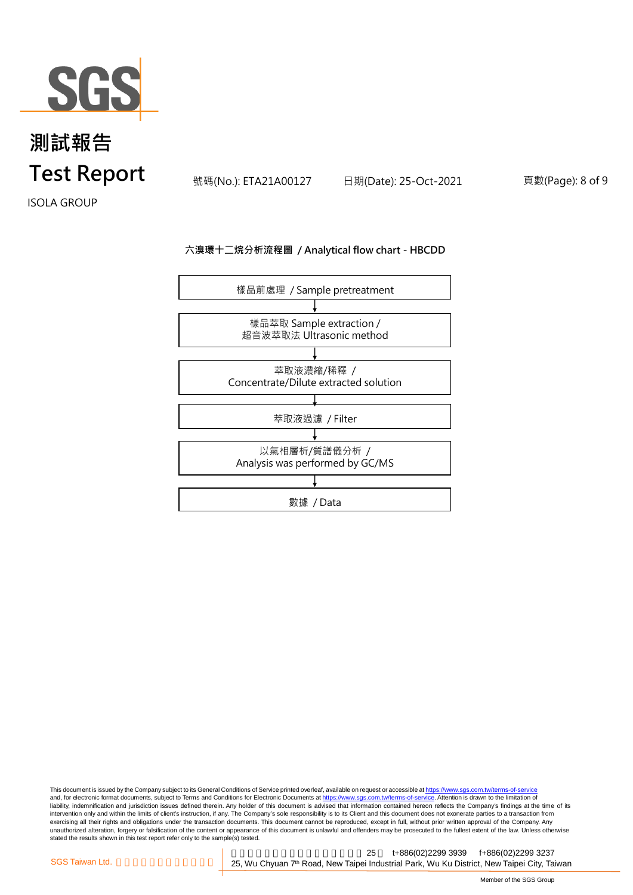# 測試報告
# Test Report

號碼(No.): ETA21A00127　　日期(Date): 25-Oct-2021

ISOLA GROUP

**六溴環十二烷分析流程圖 / Analytical flow chart - HBCDD**

樣品前處理 / Sample pretreatment

↓

樣品萃取 Sample extraction /
超音波萃取法 Ultrasonic method

↓

萃取液濃縮/稀釋 /
Concentrate/Dilute extracted solution

↓

萃取液過濾 / Filter

↓

以氣相層析/質譜儀分析 /
Analysis was performed by GC/MS

↓

數據 / Data

This document is issued by the Company subject to its General Conditions of Service printed overleaf, available on request or accessible at https://www.sgs.com.tw/terms-of-service and, for electronic format documents, subject to Terms and Conditions for Electronic Documents at https://www.sgs.com.tw/terms-of-service. Attention is drawn to the limitation of liability, indemnification and jurisdiction issues defined therein. Any holder of this document is advised that information contained hereon reflects the Company's findings at the time of its intervention only and within the limits of client's instruction, if any. The Company's sole responsibility is to its Client and this document does not exonerate parties to a transaction from exercising all their rights and obligations under the transaction documents. This document cannot be reproduced, except in full, without prior written approval of the Company. Any unauthorized alteration, forgery or falsification of the content or appearance of this document is unlawful and offenders may be prosecuted to the fullest extent of the law. Unless otherwise stated the results shown in this test report refer only to the sample(s) tested.

SGS Taiwan Ltd. | 25 t+886(02)2299 3939 f+886(02)2299 3237
25, Wu Chyuan 7th Road, New Taipei Industrial Park, Wu Ku District, New Taipei City, Taiwan

Member of the SGS Group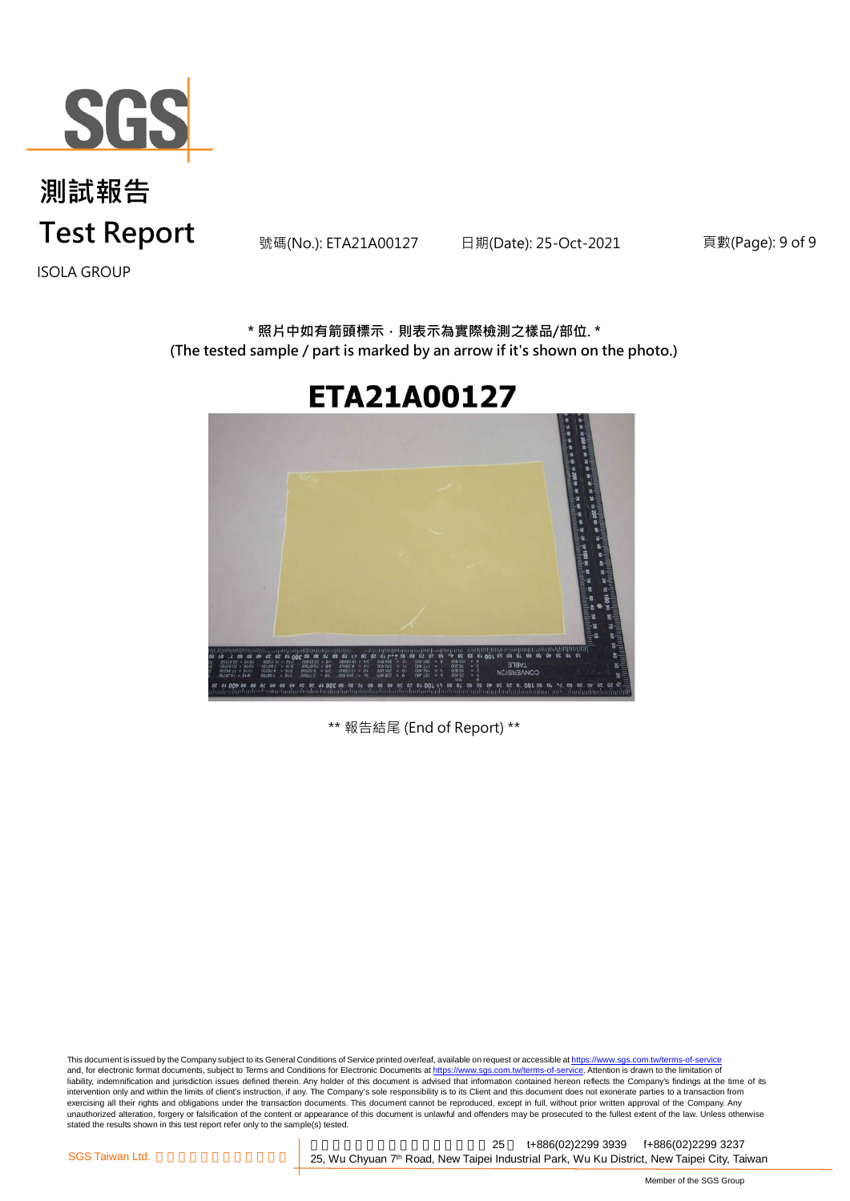# 測試報告
# Test Report

號碼(No.): ETA21A00127　　日期(Date): 25-Oct-2021

ISOLA GROUP

**\* 照片中如有箭頭標示，則表示為實際檢測之樣品/部位. \***
**(The tested sample / part is marked by an arrow if it's shown on the photo.)**

## ETA21A00127

** 報告結尾 (End of Report) **

This document is issued by the Company subject to its General Conditions of Service printed overleaf, available on request or accessible at https://www.sgs.com.tw/terms-of-service and, for electronic format documents, subject to Terms and Conditions for Electronic Documents at https://www.sgs.com.tw/terms-of-service. Attention is drawn to the limitation of liability, indemnification and jurisdiction issues defined therein. Any holder of this document is advised that information contained hereon reflects the Company's findings at the time of its intervention only and within the limits of client's instruction, if any. The Company's sole responsibility is to its Client and this document does not exonerate parties to a transaction from exercising all their rights and obligations under the transaction documents. This document cannot be reproduced, except in full, without prior written approval of the Company. Any unauthorized alteration, forgery or falsification of the content or appearance of this document is unlawful and offenders may be prosecuted to the fullest extent of the law. Unless otherwise stated the results shown in this test report refer only to the sample(s) tested.

SGS Taiwan Ltd.　25　t+886(02)2299 3939　f+886(02)2299 3237
25, Wu Chyuan 7th Road, New Taipei Industrial Park, Wu Ku District, New Taipei City, Taiwan

Member of the SGS Group